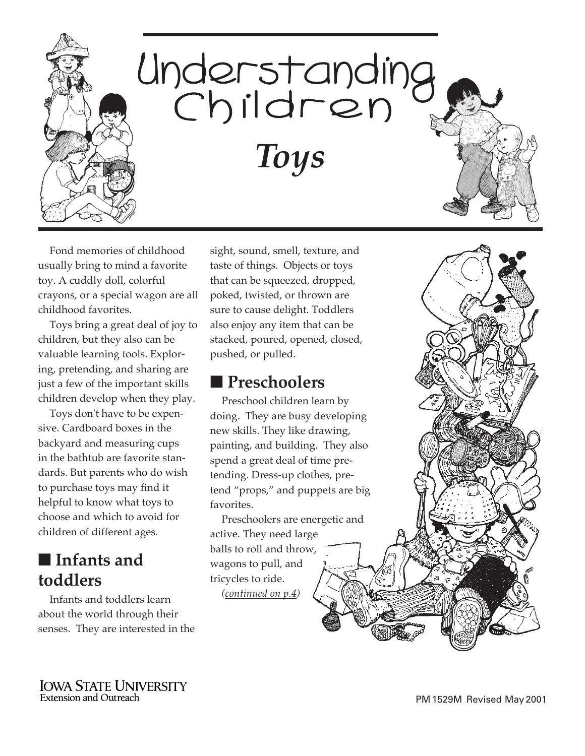# Understanding Children

# *Toys*

Fond memories of childhood usually bring to mind a favorite toy. A cuddly doll, colorful crayons, or a special wagon are all childhood favorites.

Toys bring a great deal of joy to children, but they also can be valuable learning tools. Exploring, pretending, and sharing are just a few of the important skills children develop when they play.

Toys don't have to be expensive. Cardboard boxes in the backyard and measuring cups in the bathtub are favorite standards. But parents who do wish to purchase toys may find it helpful to know what toys to choose and which to avoid for children of different ages.

## ■ Infants and toddlers

Infants and toddlers learn about the world through their senses. They are interested in the sight, sound, smell, texture, and taste of things. Objects or toys that can be squeezed, dropped, poked, twisted, or thrown are sure to cause delight. Toddlers also enjoy any item that can be stacked, poured, opened, closed, pushed, or pulled.

## ■ Preschoolers

Preschool children learn by doing. They are busy developing new skills. They like drawing, painting, and building. They also spend a great deal of time pretending. Dress-up clothes, pretend "props," and puppets are big favorites.

Preschoolers are energetic and active. They need large balls to roll and throw, wagons to pull, and tricycles to ride.

*(continued on p.4)*

IOWA STATE UNIVERSITY
Extension and Outreach

PM 1529M Revised May 2001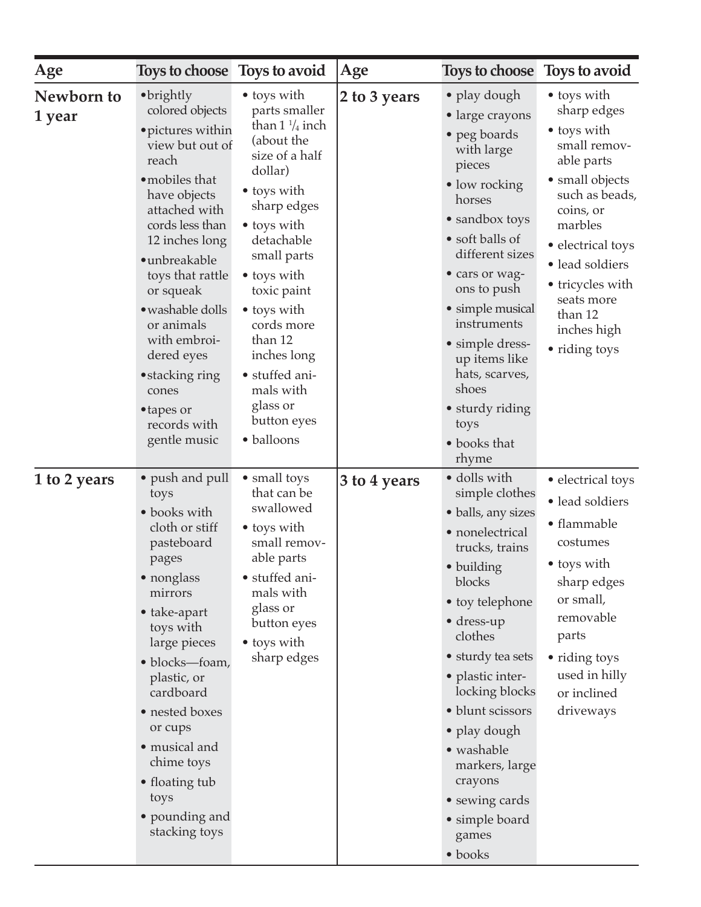| Age | Toys to choose | Toys to avoid |
|---|---|---|
| **Newborn to 1 year** | • brightly colored objects<br>• pictures within view but out of reach<br>• mobiles that have objects attached with cords less than 12 inches long<br>• unbreakable toys that rattle or squeak<br>• washable dolls or animals with embroidered eyes<br>• stacking ring cones<br>• tapes or records with gentle music | • toys with parts smaller than 1 1/4 inch (about the size of a half dollar)<br>• toys with sharp edges<br>• toys with detachable small parts<br>• toys with toxic paint<br>• toys with cords more than 12 inches long<br>• stuffed animals with glass or button eyes<br>• balloons |
| **1 to 2 years** | • push and pull toys<br>• books with cloth or stiff pasteboard pages<br>• nonglass mirrors<br>• take-apart toys with large pieces<br>• blocks—foam, plastic, or cardboard<br>• nested boxes or cups<br>• musical and chime toys<br>• floating tub toys<br>• pounding and stacking toys | • small toys that can be swallowed<br>• toys with small removable parts<br>• stuffed animals with glass or button eyes<br>• toys with sharp edges |
| **2 to 3 years** | • play dough<br>• large crayons<br>• peg boards with large pieces<br>• low rocking horses<br>• sandbox toys<br>• soft balls of different sizes<br>• cars or wagons to push<br>• simple musical instruments<br>• simple dress-up items like hats, scarves, shoes<br>• sturdy riding toys<br>• books that rhyme | • toys with sharp edges<br>• toys with small removable parts<br>• small objects such as beads, coins, or marbles<br>• electrical toys<br>• lead soldiers<br>• tricycles with seats more than 12 inches high<br>• riding toys |
| **3 to 4 years** | • dolls with simple clothes<br>• balls, any sizes<br>• nonelectrical trucks, trains<br>• building blocks<br>• toy telephone<br>• dress-up clothes<br>• sturdy tea sets<br>• plastic interlocking blocks<br>• blunt scissors<br>• play dough<br>• washable markers, large crayons<br>• sewing cards<br>• simple board games<br>• books | • electrical toys<br>• lead soldiers<br>• flammable costumes<br>• toys with sharp edges or small, removable parts<br>• riding toys used in hilly or inclined driveways |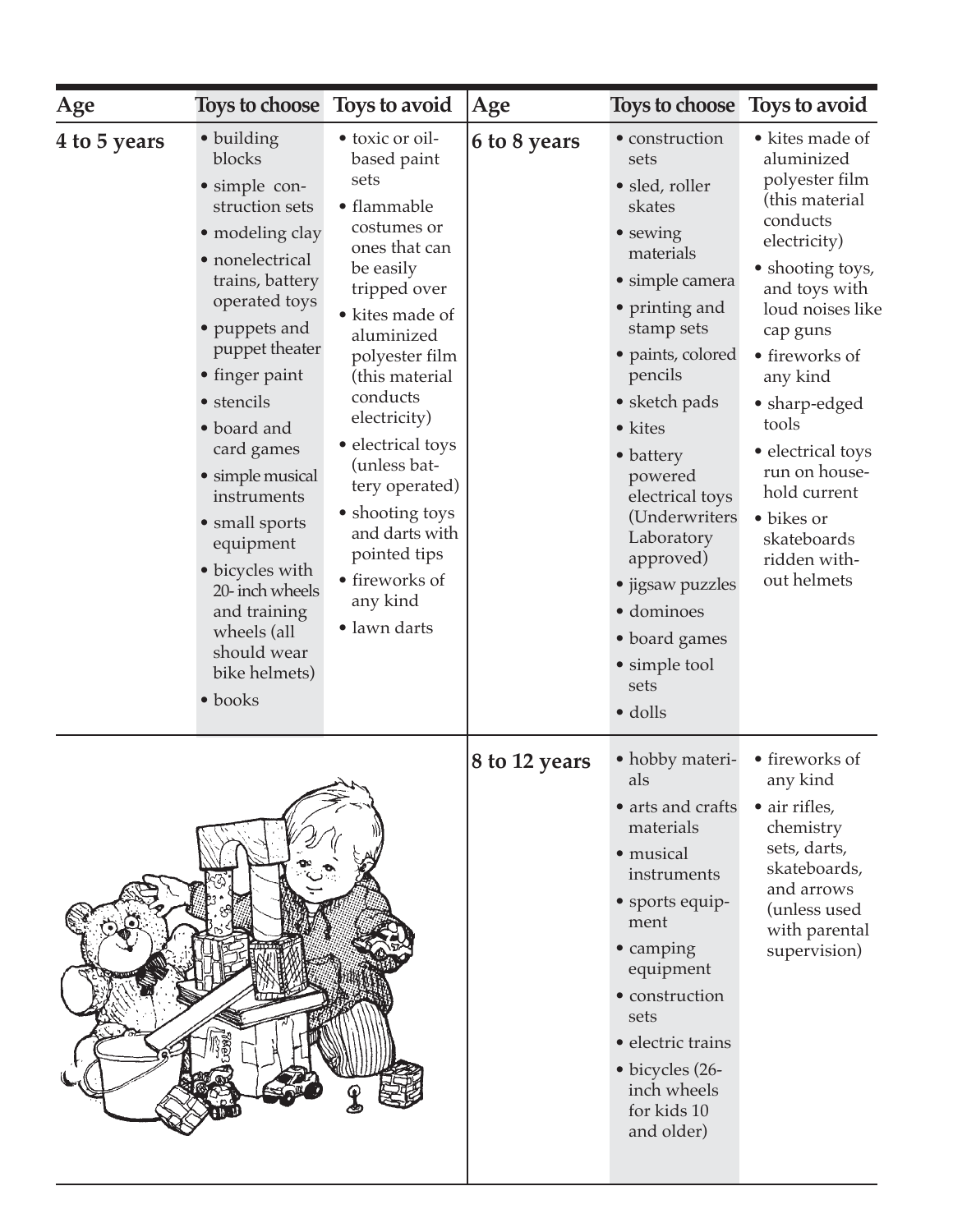| Age | Toys to choose | Toys to avoid |
|---|---|---|
| 4 to 5 years | • building blocks<br>• simple construction sets<br>• modeling clay<br>• nonelectrical trains, battery operated toys<br>• puppets and puppet theater<br>• finger paint<br>• stencils<br>• board and card games<br>• simple musical instruments<br>• small sports equipment<br>• bicycles with 20-inch wheels and training wheels (all should wear bike helmets)<br>• books | • toxic or oil-based paint sets<br>• flammable costumes or ones that can be easily tripped over<br>• kites made of aluminized polyester film (this material conducts electricity)<br>• electrical toys (unless battery operated)<br>• shooting toys and darts with pointed tips<br>• fireworks of any kind<br>• lawn darts |
| 6 to 8 years | • construction sets<br>• sled, roller skates<br>• sewing materials<br>• simple camera<br>• printing and stamp sets<br>• paints, colored pencils<br>• sketch pads<br>• kites<br>• battery powered electrical toys (Underwriters Laboratory approved)<br>• jigsaw puzzles<br>• dominoes<br>• board games<br>• simple tool sets<br>• dolls | • kites made of aluminized polyester film (this material conducts electricity)<br>• shooting toys, and toys with loud noises like cap guns<br>• fireworks of any kind<br>• sharp-edged tools<br>• electrical toys run on household current<br>• bikes or skateboards ridden without helmets |
| 8 to 12 years | • hobby materials<br>• arts and crafts materials<br>• musical instruments<br>• sports equipment<br>• camping equipment<br>• construction sets<br>• electric trains<br>• bicycles (26-inch wheels for kids 10 and older) | • fireworks of any kind<br>• air rifles, chemistry sets, darts, skateboards, and arrows (unless used with parental supervision) |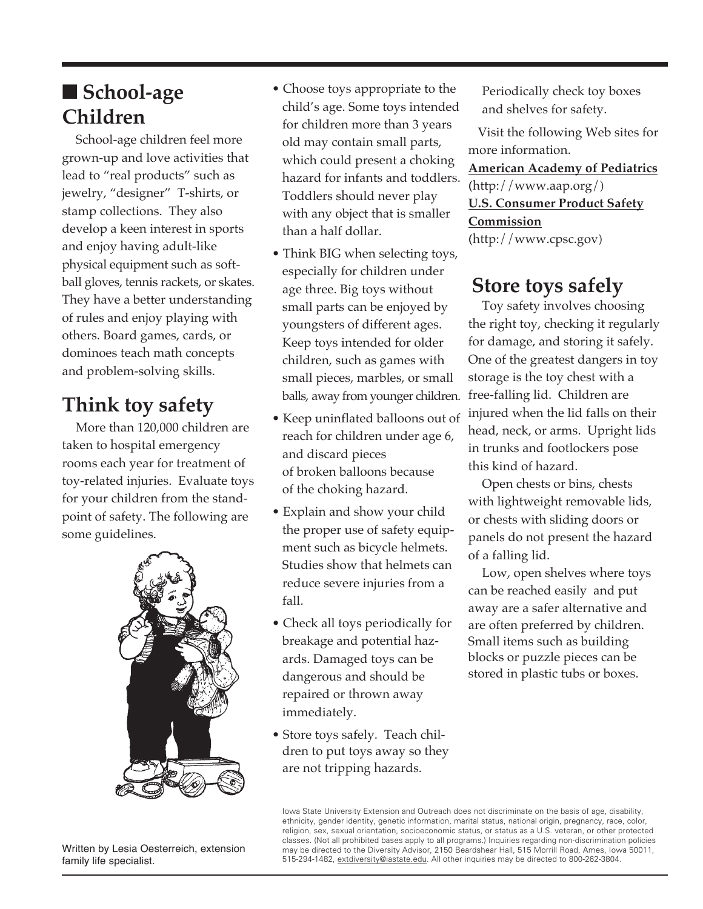## ■ School-age Children

School-age children feel more grown-up and love activities that lead to "real products" such as jewelry, "designer" T-shirts, or stamp collections. They also develop a keen interest in sports and enjoy having adult-like physical equipment such as softball gloves, tennis rackets, or skates. They have a better understanding of rules and enjoy playing with others. Board games, cards, or dominoes teach math concepts and problem-solving skills.

## Think toy safety

More than 120,000 children are taken to hospital emergency rooms each year for treatment of toy-related injuries. Evaluate toys for your children from the standpoint of safety. The following are some guidelines.

- Choose toys appropriate to the child's age. Some toys intended for children more than 3 years old may contain small parts, which could present a choking hazard for infants and toddlers. Toddlers should never play with any object that is smaller than a half dollar.
- Think BIG when selecting toys, especially for children under age three. Big toys without small parts can be enjoyed by youngsters of different ages. Keep toys intended for older children, such as games with small pieces, marbles, or small balls, away from younger children.
- Keep uninflated balloons out of reach for children under age 6, and discard pieces of broken balloons because of the choking hazard.
- Explain and show your child the proper use of safety equipment such as bicycle helmets. Studies show that helmets can reduce severe injuries from a fall.
- Check all toys periodically for breakage and potential hazards. Damaged toys can be dangerous and should be repaired or thrown away immediately.
- Store toys safely. Teach children to put toys away so they are not tripping hazards. Periodically check toy boxes and shelves for safety.

Visit the following Web sites for more information.

**American Academy of Pediatrics**
(http://www.aap.org/)

**U.S. Consumer Product Safety Commission**
(http://www.cpsc.gov)

## Store toys safely

Toy safety involves choosing the right toy, checking it regularly for damage, and storing it safely. One of the greatest dangers in toy storage is the toy chest with a free-falling lid. Children are injured when the lid falls on their head, neck, or arms. Upright lids in trunks and footlockers pose this kind of hazard.

Open chests or bins, chests with lightweight removable lids, or chests with sliding doors or panels do not present the hazard of a falling lid.

Low, open shelves where toys can be reached easily and put away are a safer alternative and are often preferred by children. Small items such as building blocks or puzzle pieces can be stored in plastic tubs or boxes.

Written by Lesia Oesterreich, extension family life specialist.

Iowa State University Extension and Outreach does not discriminate on the basis of age, disability, ethnicity, gender identity, genetic information, marital status, national origin, pregnancy, race, color, religion, sex, sexual orientation, socioeconomic status, or status as a U.S. veteran, or other protected classes. (Not all prohibited bases apply to all programs.) Inquiries regarding non-discrimination policies may be directed to the Diversity Advisor, 2150 Beardshear Hall, 515 Morrill Road, Ames, Iowa 50011, 515-294-1482, extdiversity@iastate.edu. All other inquiries may be directed to 800-262-3804.